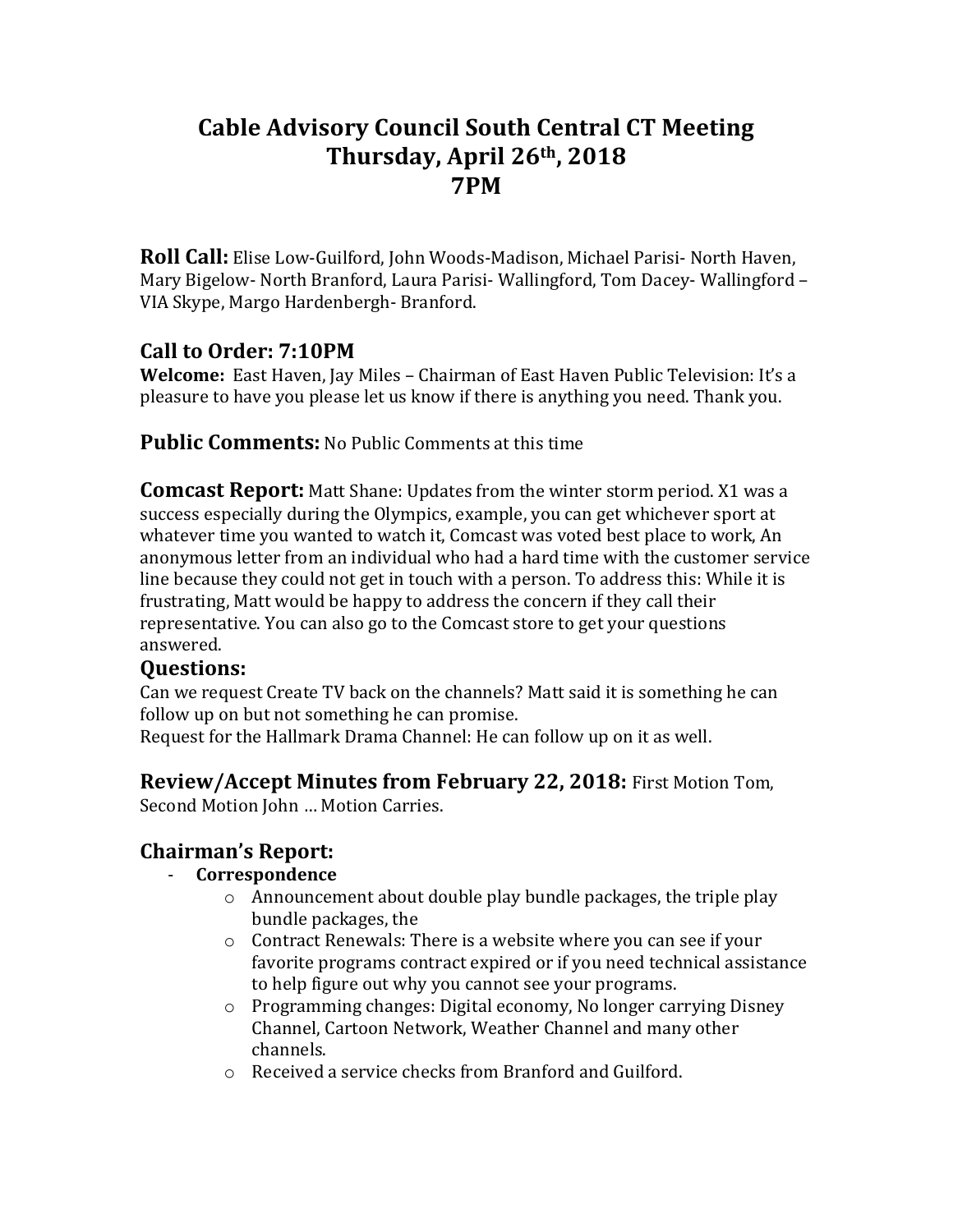# Cable Advisory Council South Central CT Meeting
# Thursday, April 26th, 2018
# 7PM

**Roll Call:** Elise Low-Guilford, John Woods-Madison, Michael Parisi- North Haven, Mary Bigelow- North Branford, Laura Parisi- Wallingford, Tom Dacey- Wallingford – VIA Skype, Margo Hardenbergh- Branford.

## Call to Order: 7:10PM

**Welcome:** East Haven, Jay Miles – Chairman of East Haven Public Television: It's a pleasure to have you please let us know if there is anything you need. Thank you.

**Public Comments:** No Public Comments at this time

**Comcast Report:** Matt Shane: Updates from the winter storm period. X1 was a success especially during the Olympics, example, you can get whichever sport at whatever time you wanted to watch it, Comcast was voted best place to work, An anonymous letter from an individual who had a hard time with the customer service line because they could not get in touch with a person. To address this: While it is frustrating, Matt would be happy to address the concern if they call their representative. You can also go to the Comcast store to get your questions answered.

## Questions:

Can we request Create TV back on the channels? Matt said it is something he can follow up on but not something he can promise.

Request for the Hallmark Drama Channel: He can follow up on it as well.

**Review/Accept Minutes from February 22, 2018:** First Motion Tom, Second Motion John … Motion Carries.

## Chairman's Report:

- **Correspondence**
  - Announcement about double play bundle packages, the triple play bundle packages, the
  - Contract Renewals: There is a website where you can see if your favorite programs contract expired or if you need technical assistance to help figure out why you cannot see your programs.
  - Programming changes: Digital economy, No longer carrying Disney Channel, Cartoon Network, Weather Channel and many other channels.
  - Received a service checks from Branford and Guilford.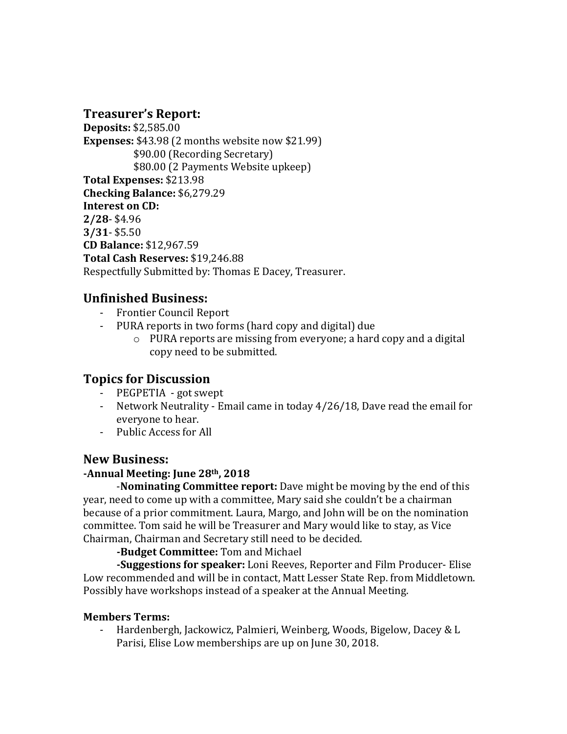## Treasurer's Report:

**Deposits:** $2,585.00
**Expenses:** $43.98 (2 months website now $21.99)
$90.00 (Recording Secretary)
$80.00 (2 Payments Website upkeep)
**Total Expenses:** $213.98
**Checking Balance:** $6,279.29
**Interest on CD:**
**2/28**- $4.96
**3/31**- $5.50
**CD Balance:** $12,967.59
**Total Cash Reserves:** $19,246.88
Respectfully Submitted by: Thomas E Dacey, Treasurer.

## Unfinished Business:

- Frontier Council Report
- PURA reports in two forms (hard copy and digital) due
  - PURA reports are missing from everyone; a hard copy and a digital copy need to be submitted.

## Topics for Discussion

- PEGPETIA - got swept
- Network Neutrality - Email came in today 4/26/18, Dave read the email for everyone to hear.
- Public Access for All

## New Business:

**-Annual Meeting: June 28th, 2018**

-**Nominating Committee report:** Dave might be moving by the end of this year, need to come up with a committee, Mary said she couldn't be a chairman because of a prior commitment. Laura, Margo, and John will be on the nomination committee. Tom said he will be Treasurer and Mary would like to stay, as Vice Chairman, Chairman and Secretary still need to be decided.

**-Budget Committee:** Tom and Michael

**-Suggestions for speaker:** Loni Reeves, Reporter and Film Producer- Elise Low recommended and will be in contact, Matt Lesser State Rep. from Middletown. Possibly have workshops instead of a speaker at the Annual Meeting.

**Members Terms:**

- Hardenbergh, Jackowicz, Palmieri, Weinberg, Woods, Bigelow, Dacey & L Parisi, Elise Low memberships are up on June 30, 2018.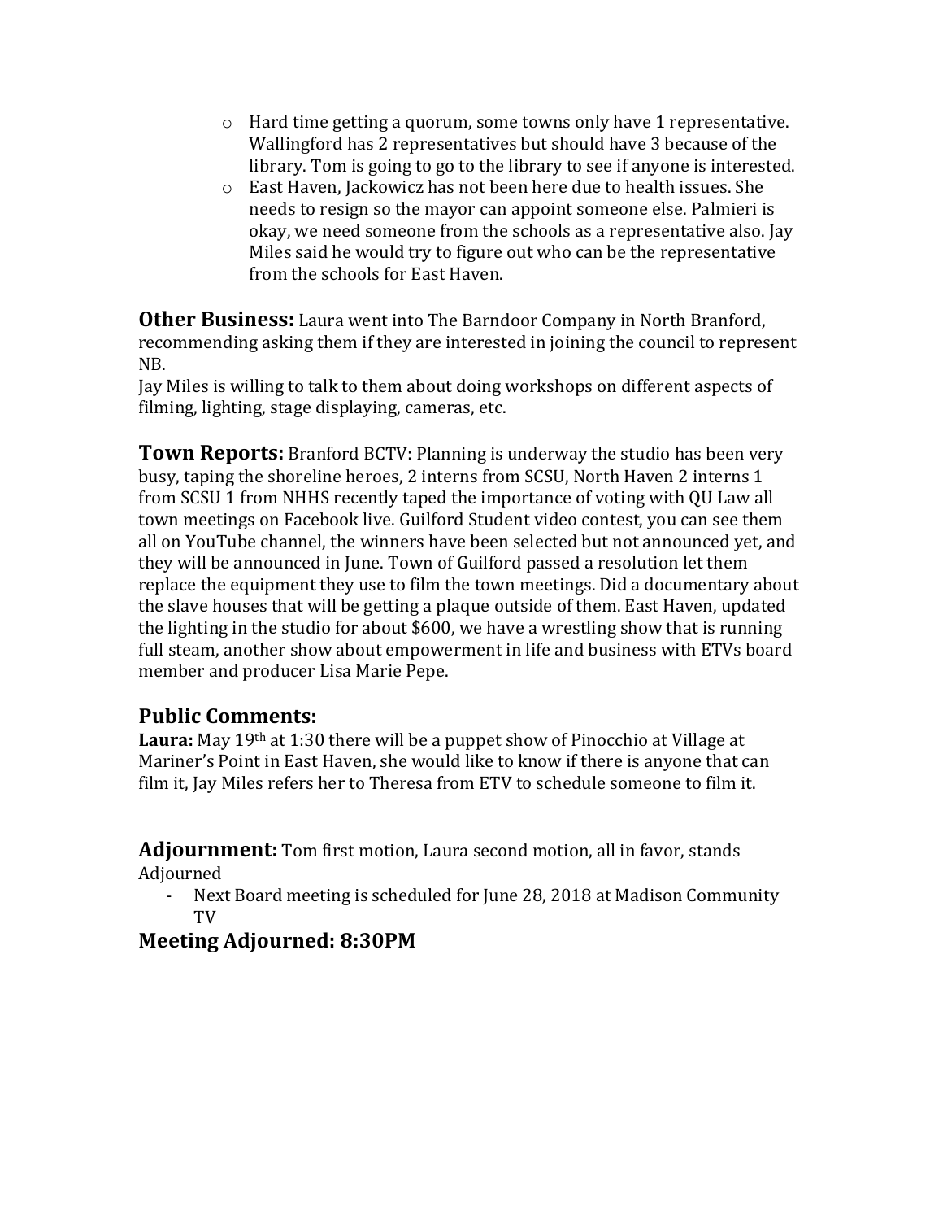- Hard time getting a quorum, some towns only have 1 representative. Wallingford has 2 representatives but should have 3 because of the library. Tom is going to go to the library to see if anyone is interested.
- East Haven, Jackowicz has not been here due to health issues. She needs to resign so the mayor can appoint someone else. Palmieri is okay, we need someone from the schools as a representative also. Jay Miles said he would try to figure out who can be the representative from the schools for East Haven.

**Other Business:** Laura went into The Barndoor Company in North Branford, recommending asking them if they are interested in joining the council to represent NB.

Jay Miles is willing to talk to them about doing workshops on different aspects of filming, lighting, stage displaying, cameras, etc.

**Town Reports:** Branford BCTV: Planning is underway the studio has been very busy, taping the shoreline heroes, 2 interns from SCSU, North Haven 2 interns 1 from SCSU 1 from NHHS recently taped the importance of voting with QU Law all town meetings on Facebook live. Guilford Student video contest, you can see them all on YouTube channel, the winners have been selected but not announced yet, and they will be announced in June. Town of Guilford passed a resolution let them replace the equipment they use to film the town meetings. Did a documentary about the slave houses that will be getting a plaque outside of them. East Haven, updated the lighting in the studio for about $600, we have a wrestling show that is running full steam, another show about empowerment in life and business with ETVs board member and producer Lisa Marie Pepe.

## Public Comments:

**Laura:** May 19th at 1:30 there will be a puppet show of Pinocchio at Village at Mariner's Point in East Haven, she would like to know if there is anyone that can film it, Jay Miles refers her to Theresa from ETV to schedule someone to film it.

**Adjournment:** Tom first motion, Laura second motion, all in favor, stands Adjourned

- Next Board meeting is scheduled for June 28, 2018 at Madison Community TV

## Meeting Adjourned: 8:30PM